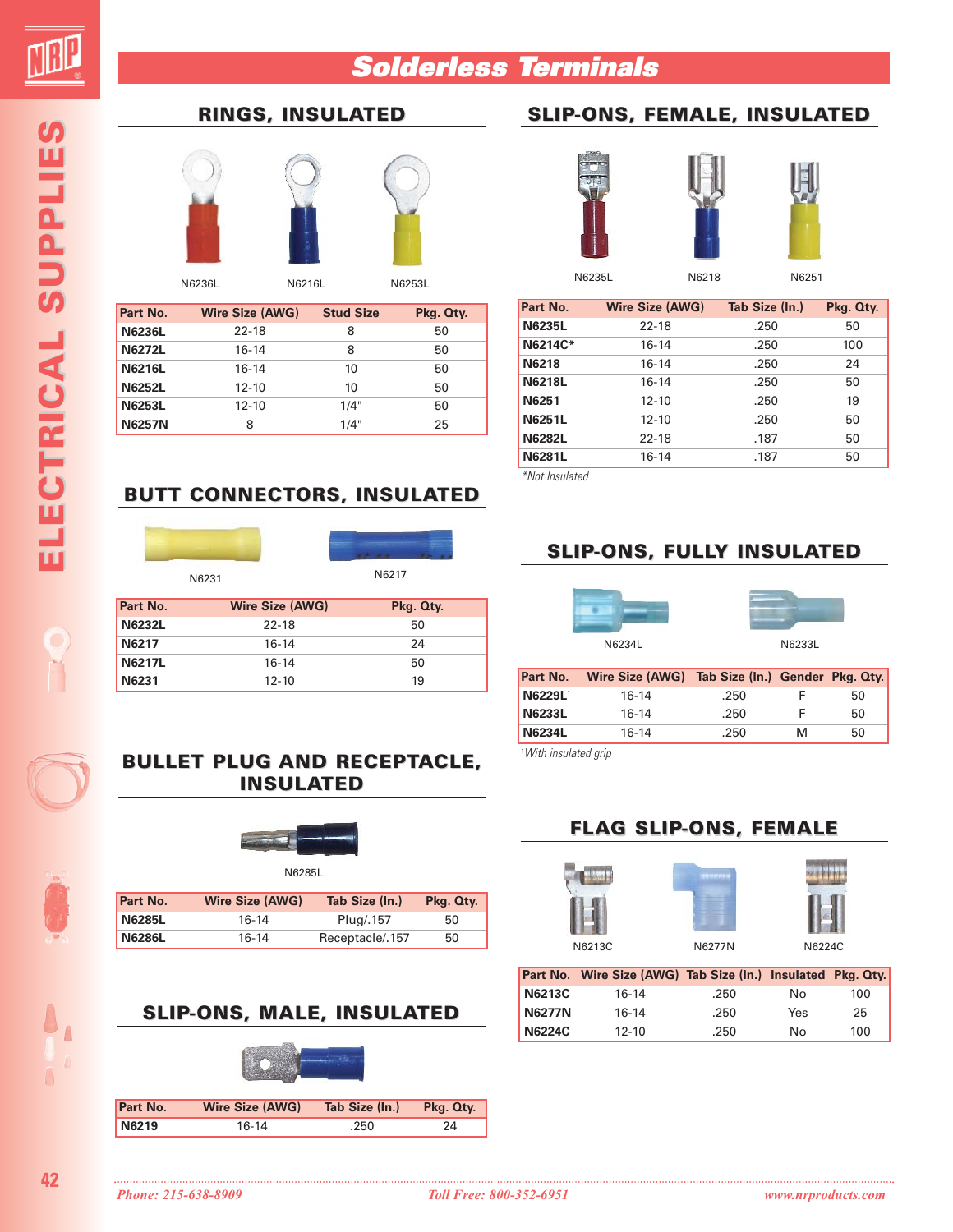# Solderless Terminals

## RINGS, INSULATED

N6236L N6216L N6253L

| Part No. | Wire Size (AWG) | Stud Size | Pkg. Qty. |
|---|---|---|---|
| **N6236L** | 22-18 | 8 | 50 |
| **N6272L** | 16-14 | 8 | 50 |
| **N6216L** | 16-14 | 10 | 50 |
| **N6252L** | 12-10 | 10 | 50 |
| **N6253L** | 12-10 | 1/4" | 50 |
| **N6257N** | 8 | 1/4" | 25 |

## BUTT CONNECTORS, INSULATED

N6231 N6217

| Part No. | Wire Size (AWG) | Pkg. Qty. |
|---|---|---|
| **N6232L** | 22-18 | 50 |
| **N6217** | 16-14 | 24 |
| **N6217L** | 16-14 | 50 |
| **N6231** | 12-10 | 19 |

## BULLET PLUG AND RECEPTACLE, INSULATED

N6285L

| Part No. | Wire Size (AWG) | Tab Size (In.) | Pkg. Qty. |
|---|---|---|---|
| **N6285L** | 16-14 | Plug/.157 | 50 |
| **N6286L** | 16-14 | Receptacle/.157 | 50 |

## SLIP-ONS, MALE, INSULATED

| Part No. | Wire Size (AWG) | Tab Size (In.) | Pkg. Qty. |
|---|---|---|---|
| **N6219** | 16-14 | .250 | 24 |

## SLIP-ONS, FEMALE, INSULATED

N6235L N6218 N6251

| Part No. | Wire Size (AWG) | Tab Size (In.) | Pkg. Qty. |
|---|---|---|---|
| **N6235L** | 22-18 | .250 | 50 |
| **N6214C*** | 16-14 | .250 | 100 |
| **N6218** | 16-14 | .250 | 24 |
| **N6218L** | 16-14 | .250 | 50 |
| **N6251** | 12-10 | .250 | 19 |
| **N6251L** | 12-10 | .250 | 50 |
| **N6282L** | 22-18 | .187 | 50 |
| **N6281L** | 16-14 | .187 | 50 |

*\*Not Insulated*

## SLIP-ONS, FULLY INSULATED

N6234L N6233L

| Part No. | Wire Size (AWG) | Tab Size (In.) | Gender | Pkg. Qty. |
|---|---|---|---|---|
| **N6229L**[1] | 16-14 | .250 | F | 50 |
| **N6233L** | 16-14 | .250 | F | 50 |
| **N6234L** | 16-14 | .250 | M | 50 |

*[1] With insulated grip*

## FLAG SLIP-ONS, FEMALE

N6213C N6277N N6224C

| Part No. | Wire Size (AWG) | Tab Size (In.) | Insulated | Pkg. Qty. |
|---|---|---|---|---|
| **N6213C** | 16-14 | .250 | No | 100 |
| **N6277N** | 16-14 | .250 | Yes | 25 |
| **N6224C** | 12-10 | .250 | No | 100 |

*Phone: 215-638-8909* *Toll Free: 800-352-6951* *www.nrproducts.com*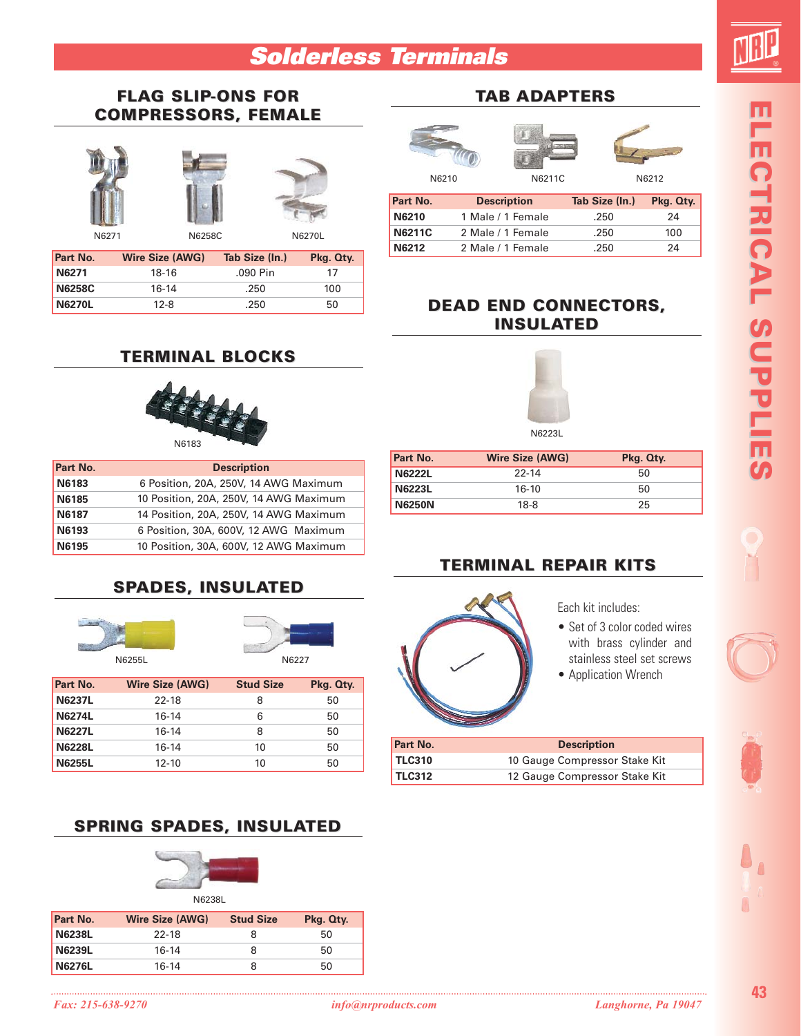# Solderless Terminals

## FLAG SLIP-ONS FOR COMPRESSORS, FEMALE

N6271 N6258C N6270L

| Part No. | Wire Size (AWG) | Tab Size (In.) | Pkg. Qty. |
|---|---|---|---|
| **N6271** | 18-16 | .090 Pin | 17 |
| **N6258C** | 16-14 | .250 | 100 |
| **N6270L** | 12-8 | .250 | 50 |

## TERMINAL BLOCKS

N6183

| Part No. | Description |
|---|---|
| **N6183** | 6 Position, 20A, 250V, 14 AWG Maximum |
| **N6185** | 10 Position, 20A, 250V, 14 AWG Maximum |
| **N6187** | 14 Position, 20A, 250V, 14 AWG Maximum |
| **N6193** | 6 Position, 30A, 600V, 12 AWG Maximum |
| **N6195** | 10 Position, 30A, 600V, 12 AWG Maximum |

## SPADES, INSULATED

N6255L N6227

| Part No. | Wire Size (AWG) | Stud Size | Pkg. Qty. |
|---|---|---|---|
| **N6237L** | 22-18 | 8 | 50 |
| **N6274L** | 16-14 | 6 | 50 |
| **N6227L** | 16-14 | 8 | 50 |
| **N6228L** | 16-14 | 10 | 50 |
| **N6255L** | 12-10 | 10 | 50 |

## SPRING SPADES, INSULATED

N6238L

| Part No. | Wire Size (AWG) | Stud Size | Pkg. Qty. |
|---|---|---|---|
| **N6238L** | 22-18 | 8 | 50 |
| **N6239L** | 16-14 | 8 | 50 |
| **N6276L** | 16-14 | 8 | 50 |

## TAB ADAPTERS

N6210 N6211C N6212

| Part No. | Description | Tab Size (In.) | Pkg. Qty. |
|---|---|---|---|
| **N6210** | 1 Male / 1 Female | .250 | 24 |
| **N6211C** | 2 Male / 1 Female | .250 | 100 |
| **N6212** | 2 Male / 1 Female | .250 | 24 |

## DEAD END CONNECTORS, INSULATED

N6223L

| Part No. | Wire Size (AWG) | Pkg. Qty. |
|---|---|---|
| **N6222L** | 22-14 | 50 |
| **N6223L** | 16-10 | 50 |
| **N6250N** | 18-8 | 25 |

## TERMINAL REPAIR KITS

Each kit includes:

- Set of 3 color coded wires with brass cylinder and stainless steel set screws
- Application Wrench

| Part No. | Description |
|---|---|
| **TLC310** | 10 Gauge Compressor Stake Kit |
| **TLC312** | 12 Gauge Compressor Stake Kit |

ELECTRICAL SUPPLIES

*Fax: 215-638-9270* *info@nrproducts.com* *Langhorne, Pa 19047*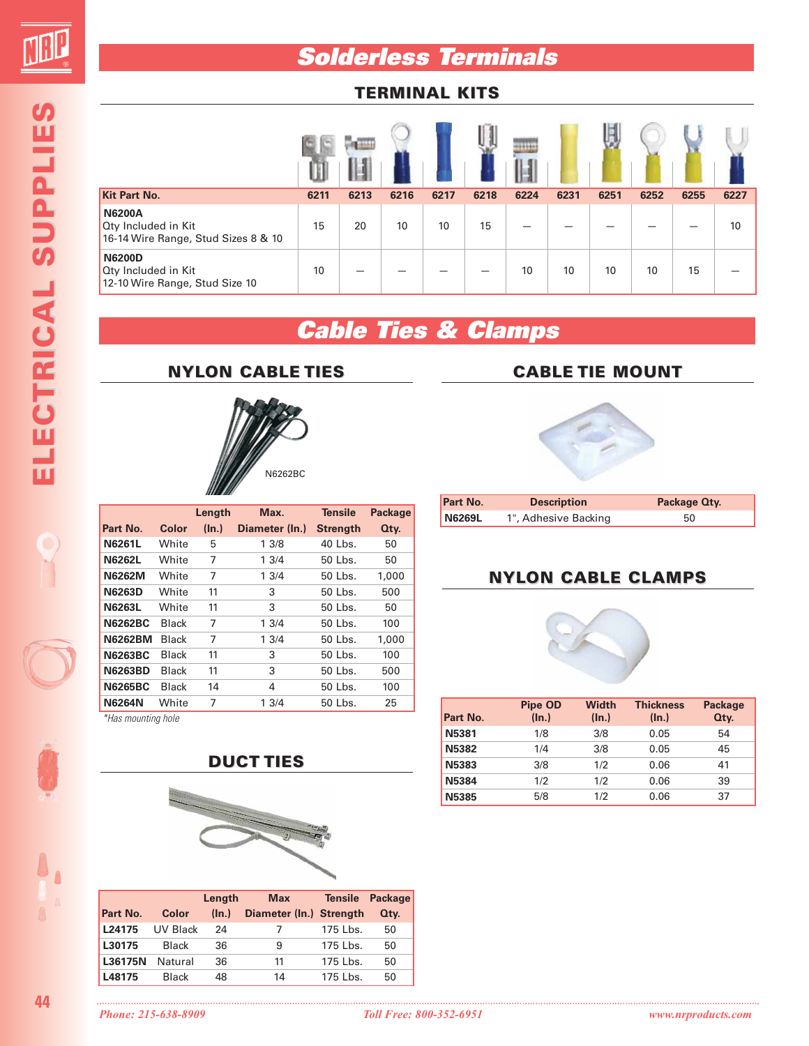# Solderless Terminals

## TERMINAL KITS

| Kit Part No. | 6211 | 6213 | 6216 | 6217 | 6218 | 6224 | 6231 | 6251 | 6252 | 6255 | 6227 |
|---|---|---|---|---|---|---|---|---|---|---|---|
| **N6200A** Qty Included in Kit 16-14 Wire Range, Stud Sizes 8 & 10 | 15 | 20 | 10 | 10 | 15 | — | — | — | — | — | 10 |
| **N6200D** Qty Included in Kit 12-10 Wire Range, Stud Size 10 | 10 | — | — | — | — | 10 | 10 | 10 | 10 | 15 | — |

# Cable Ties & Clamps

## NYLON CABLE TIES

N6262BC

| Part No. | Color | Length (In.) | Max. Diameter (In.) | Tensile Strength | Package Qty. |
|---|---|---|---|---|---|
| **N6261L** | White | 5 | 1 3/8 | 40 Lbs. | 50 |
| **N6262L** | White | 7 | 1 3/4 | 50 Lbs. | 50 |
| **N6262M** | White | 7 | 1 3/4 | 50 Lbs. | 1,000 |
| **N6263D** | White | 11 | 3 | 50 Lbs. | 500 |
| **N6263L** | White | 11 | 3 | 50 Lbs. | 50 |
| **N6262BC** | Black | 7 | 1 3/4 | 50 Lbs. | 100 |
| **N6262BM** | Black | 7 | 1 3/4 | 50 Lbs. | 1,000 |
| **N6263BC** | Black | 11 | 3 | 50 Lbs. | 100 |
| **N6263BD** | Black | 11 | 3 | 50 Lbs. | 500 |
| **N6265BC** | Black | 14 | 4 | 50 Lbs. | 100 |
| **N6264N** | White | 7 | 1 3/4 | 50 Lbs. | 25 |

*\*Has mounting hole*

## DUCT TIES

| Part No. | Color | Length (In.) | Max Diameter (In.) | Tensile Strength | Package Qty. |
|---|---|---|---|---|---|
| **L24175** | UV Black | 24 | 7 | 175 Lbs. | 50 |
| **L30175** | Black | 36 | 9 | 175 Lbs. | 50 |
| **L36175N** | Natural | 36 | 11 | 175 Lbs. | 50 |
| **L48175** | Black | 48 | 14 | 175 Lbs. | 50 |

## CABLE TIE MOUNT

| Part No. | Description | Package Qty. |
|---|---|---|
| **N6269L** | 1", Adhesive Backing | 50 |

## NYLON CABLE CLAMPS

| Part No. | Pipe OD (In.) | Width (In.) | Thickness (In.) | Package Qty. |
|---|---|---|---|---|
| **N5381** | 1/8 | 3/8 | 0.05 | 54 |
| **N5382** | 1/4 | 3/8 | 0.05 | 45 |
| **N5383** | 3/8 | 1/2 | 0.06 | 41 |
| **N5384** | 1/2 | 1/2 | 0.06 | 39 |
| **N5385** | 5/8 | 1/2 | 0.06 | 37 |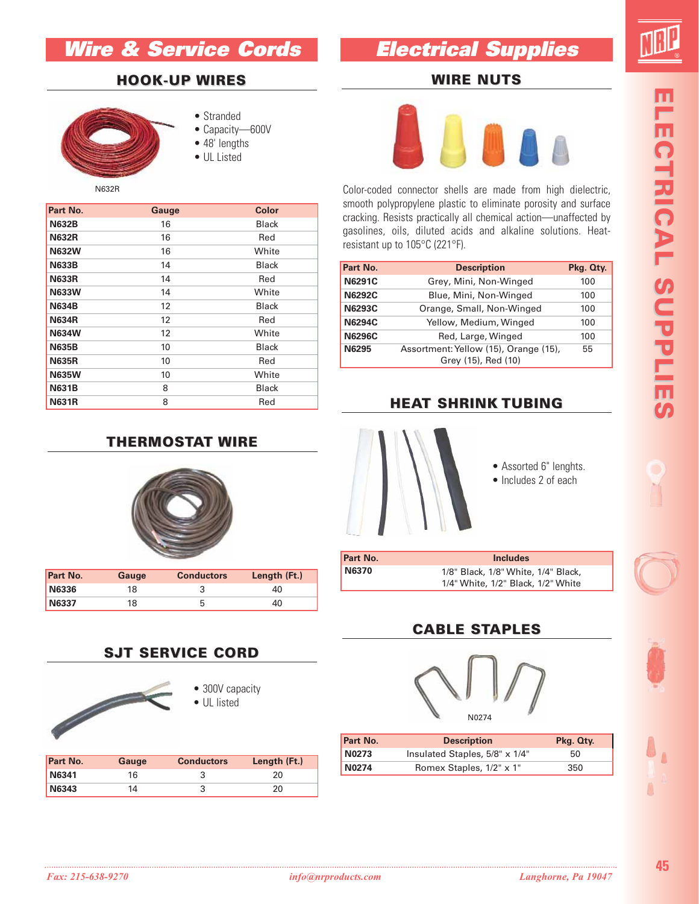# Wire & Service Cords

## HOOK-UP WIRES

- Stranded
- Capacity—600V
- 48' lengths
- UL Listed

N632R

| Part No. | Gauge | Color |
|---|---|---|
| **N632B** | 16 | Black |
| **N632R** | 16 | Red |
| **N632W** | 16 | White |
| **N633B** | 14 | Black |
| **N633R** | 14 | Red |
| **N633W** | 14 | White |
| **N634B** | 12 | Black |
| **N634R** | 12 | Red |
| **N634W** | 12 | White |
| **N635B** | 10 | Black |
| **N635R** | 10 | Red |
| **N635W** | 10 | White |
| **N631B** | 8 | Black |
| **N631R** | 8 | Red |

## THERMOSTAT WIRE

| Part No. | Gauge | Conductors | Length (Ft.) |
|---|---|---|---|
| **N6336** | 18 | 3 | 40 |
| **N6337** | 18 | 5 | 40 |

## SJT SERVICE CORD

- 300V capacity
- UL listed

| Part No. | Gauge | Conductors | Length (Ft.) |
|---|---|---|---|
| **N6341** | 16 | 3 | 20 |
| **N6343** | 14 | 3 | 20 |

# Electrical Supplies

## WIRE NUTS

Color-coded connector shells are made from high dielectric, smooth polypropylene plastic to eliminate porosity and surface cracking. Resists practically all chemical action—unaffected by gasolines, oils, diluted acids and alkaline solutions. Heat-resistant up to 105°C (221°F).

| Part No. | Description | Pkg. Qty. |
|---|---|---|
| **N6291C** | Grey, Mini, Non-Winged | 100 |
| **N6292C** | Blue, Mini, Non-Winged | 100 |
| **N6293C** | Orange, Small, Non-Winged | 100 |
| **N6294C** | Yellow, Medium, Winged | 100 |
| **N6296C** | Red, Large, Winged | 100 |
| **N6295** | Assortment: Yellow (15), Orange (15), Grey (15), Red (10) | 55 |

## HEAT SHRINK TUBING

- Assorted 6" lengths.
- Includes 2 of each

| Part No. | Includes |
|---|---|
| **N6370** | 1/8" Black, 1/8" White, 1/4" Black, 1/4" White, 1/2" Black, 1/2" White |

## CABLE STAPLES

N0274

| Part No. | Description | Pkg. Qty. |
|---|---|---|
| **N0273** | Insulated Staples, 5/8" x 1/4" | 50 |
| **N0274** | Romex Staples, 1/2" x 1" | 350 |

*Fax: 215-638-9270* *info@nrproducts.com* *Langhorne, Pa 19047*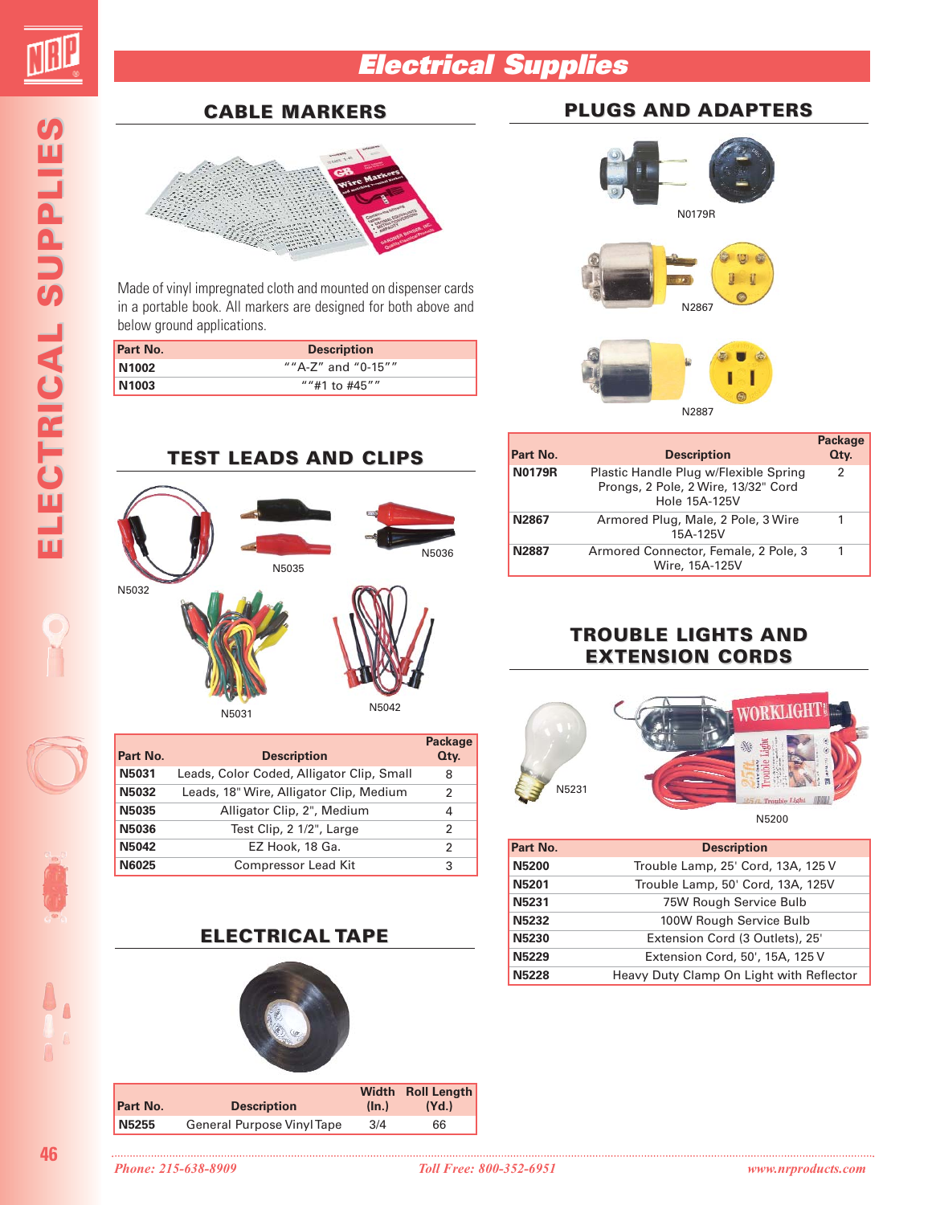# Electrical Supplies

## CABLE MARKERS

Made of vinyl impregnated cloth and mounted on dispenser cards in a portable book. All markers are designed for both above and below ground applications.

| Part No. | Description |
|---|---|
| N1002 | ""A-Z" and "0-15"" |
| N1003 | ""#1 to #45"" |

## TEST LEADS AND CLIPS

N5032

N5035

N5036

N5031

N5042

| Part No. | Description | Package Qty. |
|---|---|---|
| N5031 | Leads, Color Coded, Alligator Clip, Small | 8 |
| N5032 | Leads, 18" Wire, Alligator Clip, Medium | 2 |
| N5035 | Alligator Clip, 2", Medium | 4 |
| N5036 | Test Clip, 2 1/2", Large | 2 |
| N5042 | EZ Hook, 18 Ga. | 2 |
| N6025 | Compressor Lead Kit | 3 |

## ELECTRICAL TAPE

| Part No. | Description | Width (In.) | Roll Length (Yd.) |
|---|---|---|---|
| N5255 | General Purpose Vinyl Tape | 3/4 | 66 |

## PLUGS AND ADAPTERS

N0179R

N2867

N2887

| Part No. | Description | Package Qty. |
|---|---|---|
| N0179R | Plastic Handle Plug w/Flexible Spring Prongs, 2 Pole, 2 Wire, 13/32" Cord Hole 15A-125V | 2 |
| N2867 | Armored Plug, Male, 2 Pole, 3 Wire 15A-125V | 1 |
| N2887 | Armored Connector, Female, 2 Pole, 3 Wire, 15A-125V | 1 |

## TROUBLE LIGHTS AND EXTENSION CORDS

N5231

N5200

| Part No. | Description |
|---|---|
| N5200 | Trouble Lamp, 25' Cord, 13A, 125 V |
| N5201 | Trouble Lamp, 50' Cord, 13A, 125V |
| N5231 | 75W Rough Service Bulb |
| N5232 | 100W Rough Service Bulb |
| N5230 | Extension Cord (3 Outlets), 25' |
| N5229 | Extension Cord, 50', 15A, 125 V |
| N5228 | Heavy Duty Clamp On Light with Reflector |

*Phone: 215-638-8909* *Toll Free: 800-352-6951* *www.nrproducts.com*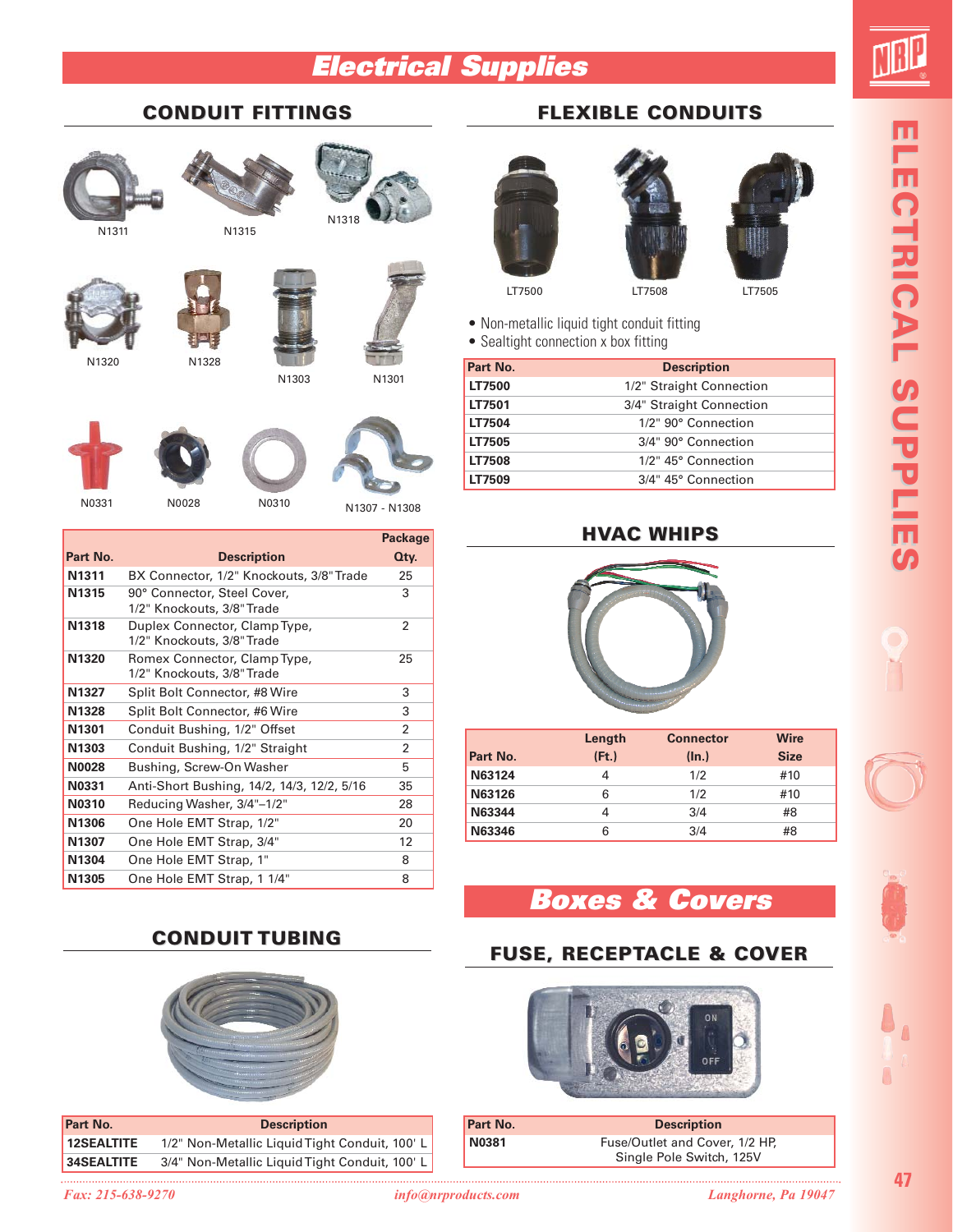# Electrical Supplies

## CONDUIT FITTINGS

N1311 N1315 N1318

N1320 N1328 N1303 N1301

N0331 N0028 N0310 N1307 - N1308

| Part No. | Description | Package Qty. |
|---|---|---|
| N1311 | BX Connector, 1/2" Knockouts, 3/8" Trade | 25 |
| N1315 | 90° Connector, Steel Cover, 1/2" Knockouts, 3/8" Trade | 3 |
| N1318 | Duplex Connector, Clamp Type, 1/2" Knockouts, 3/8" Trade | 2 |
| N1320 | Romex Connector, Clamp Type, 1/2" Knockouts, 3/8" Trade | 25 |
| N1327 | Split Bolt Connector, #8 Wire | 3 |
| N1328 | Split Bolt Connector, #6 Wire | 3 |
| N1301 | Conduit Bushing, 1/2" Offset | 2 |
| N1303 | Conduit Bushing, 1/2" Straight | 2 |
| N0028 | Bushing, Screw-On Washer | 5 |
| N0331 | Anti-Short Bushing, 14/2, 14/3, 12/2, 5/16 | 35 |
| N0310 | Reducing Washer, 3/4"–1/2" | 28 |
| N1306 | One Hole EMT Strap, 1/2" | 20 |
| N1307 | One Hole EMT Strap, 3/4" | 12 |
| N1304 | One Hole EMT Strap, 1" | 8 |
| N1305 | One Hole EMT Strap, 1 1/4" | 8 |

## CONDUIT TUBING

| Part No. | Description |
|---|---|
| 12SEALTITE | 1/2" Non-Metallic Liquid Tight Conduit, 100' L |
| 34SEALTITE | 3/4" Non-Metallic Liquid Tight Conduit, 100' L |

## FLEXIBLE CONDUITS

LT7500 LT7508 LT7505

- Non-metallic liquid tight conduit fitting
- Sealtight connection x box fitting

| Part No. | Description |
|---|---|
| LT7500 | 1/2" Straight Connection |
| LT7501 | 3/4" Straight Connection |
| LT7504 | 1/2" 90° Connection |
| LT7505 | 3/4" 90° Connection |
| LT7508 | 1/2" 45° Connection |
| LT7509 | 3/4" 45° Connection |

## HVAC WHIPS

| Part No. | Length (Ft.) | Connector (In.) | Wire Size |
|---|---|---|---|
| N63124 | 4 | 1/2 | #10 |
| N63126 | 6 | 1/2 | #10 |
| N63344 | 4 | 3/4 | #8 |
| N63346 | 6 | 3/4 | #8 |

# Boxes & Covers

## FUSE, RECEPTACLE & COVER

| Part No. | Description |
|---|---|
| N0381 | Fuse/Outlet and Cover, 1/2 HP, Single Pole Switch, 125V |

*Fax: 215-638-9270* *info@nrproducts.com* *Langhorne, Pa 19047*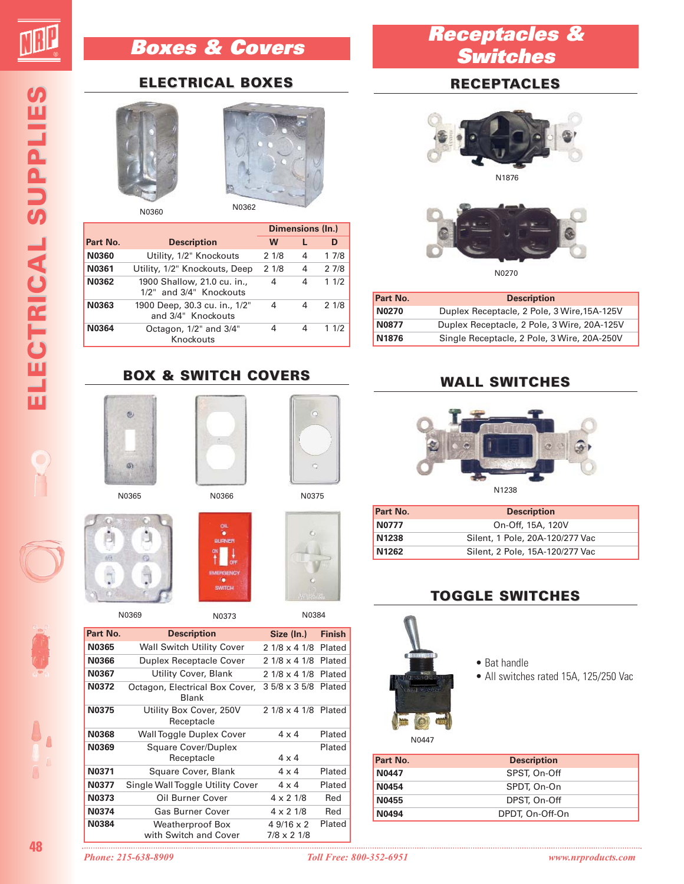# Boxes & Covers

## ELECTRICAL BOXES

N0360

N0362

| Part No. | Description | Dimensions (In.) | | |
|---|---|---|---|---|
| | | W | L | D |
| N0360 | Utility, 1/2" Knockouts | 2 1/8 | 4 | 1 7/8 |
| N0361 | Utility, 1/2" Knockouts, Deep | 2 1/8 | 4 | 2 7/8 |
| N0362 | 1900 Shallow, 21.0 cu. in., 1/2" and 3/4" Knockouts | 4 | 4 | 1 1/2 |
| N0363 | 1900 Deep, 30.3 cu. in., 1/2" and 3/4" Knockouts | 4 | 4 | 2 1/8 |
| N0364 | Octagon, 1/2" and 3/4" Knockouts | 4 | 4 | 1 1/2 |

## BOX & SWITCH COVERS

N0365

N0366

N0375

N0369

N0373

N0384

| Part No. | Description | Size (In.) | Finish |
|---|---|---|---|
| N0365 | Wall Switch Utility Cover | 2 1/8 x 4 1/8 | Plated |
| N0366 | Duplex Receptacle Cover | 2 1/8 x 4 1/8 | Plated |
| N0367 | Utility Cover, Blank | 2 1/8 x 4 1/8 | Plated |
| N0372 | Octagon, Electrical Box Cover, Blank | 3 5/8 x 3 5/8 | Plated |
| N0375 | Utility Box Cover, 250V Receptacle | 2 1/8 x 4 1/8 | Plated |
| N0368 | Wall Toggle Duplex Cover | 4 x 4 | Plated |
| N0369 | Square Cover/Duplex Receptacle | 4 x 4 | Plated |
| N0371 | Square Cover, Blank | 4 x 4 | Plated |
| N0377 | Single Wall Toggle Utility Cover | 4 x 4 | Plated |
| N0373 | Oil Burner Cover | 4 x 2 1/8 | Red |
| N0374 | Gas Burner Cover | 4 x 2 1/8 | Red |
| N0384 | Weatherproof Box with Switch and Cover | 4 9/16 x 2 7/8 x 2 1/8 | Plated |

# Receptacles & Switches

## RECEPTACLES

N1876

N0270

| Part No. | Description |
|---|---|
| N0270 | Duplex Receptacle, 2 Pole, 3 Wire, 15A-125V |
| N0877 | Duplex Receptacle, 2 Pole, 3 Wire, 20A-125V |
| N1876 | Single Receptacle, 2 Pole, 3 Wire, 20A-250V |

## WALL SWITCHES

N1238

| Part No. | Description |
|---|---|
| N0777 | On-Off, 15A, 120V |
| N1238 | Silent, 1 Pole, 20A-120/277 Vac |
| N1262 | Silent, 2 Pole, 15A-120/277 Vac |

## TOGGLE SWITCHES

- Bat handle
- All switches rated 15A, 125/250 Vac

N0447

| Part No. | Description |
|---|---|
| N0447 | SPST, On-Off |
| N0454 | SPDT, On-On |
| N0455 | DPST, On-Off |
| N0494 | DPDT, On-Off-On |

*Phone: 215-638-8909* *Toll Free: 800-352-6951* *www.nrproducts.com*